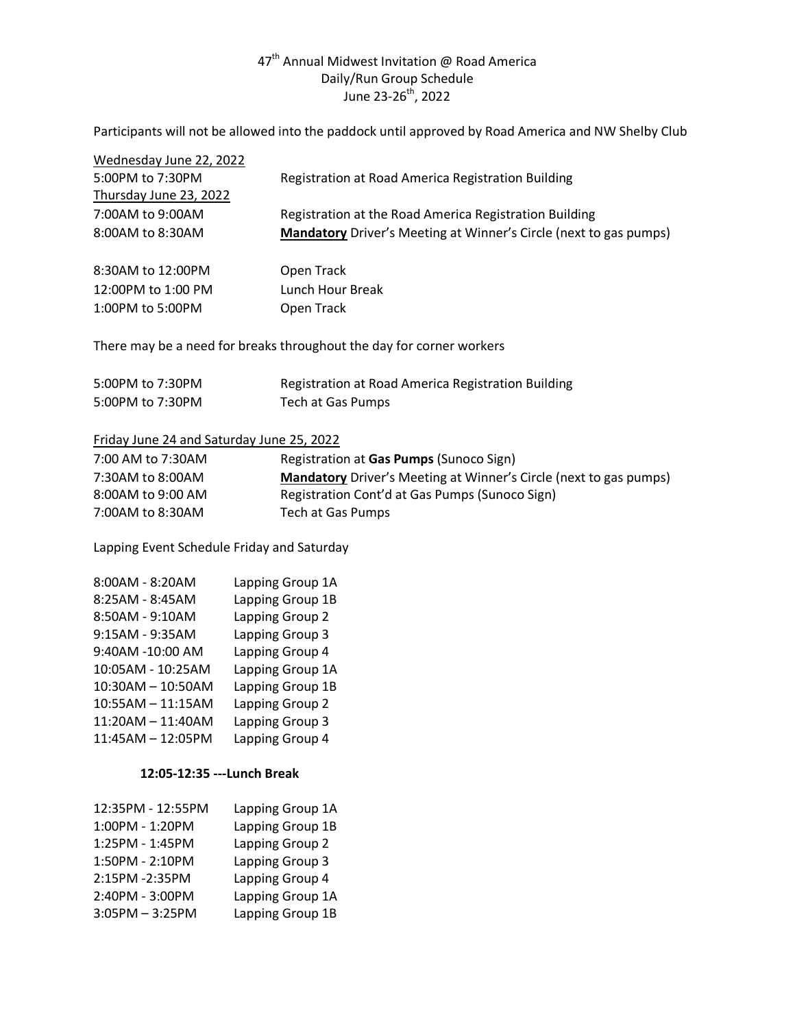# 47th Annual Midwest Invitation @ Road America
## Daily/Run Group Schedule
## June 23-26th, 2022

Participants will not be allowed into the paddock until approved by Road America and NW Shelby Club

Wednesday June 22, 2022

| | |
|---|---|
| 5:00PM to 7:30PM | Registration at Road America Registration Building |

Thursday June 23, 2022

| | |
|---|---|
| 7:00AM to 9:00AM | Registration at the Road America Registration Building |
| 8:00AM to 8:30AM | **Mandatory** Driver's Meeting at Winner's Circle (next to gas pumps) |
| 8:30AM to 12:00PM | Open Track |
| 12:00PM to 1:00 PM | Lunch Hour Break |
| 1:00PM to 5:00PM | Open Track |

There may be a need for breaks throughout the day for corner workers

| | |
|---|---|
| 5:00PM to 7:30PM | Registration at Road America Registration Building |
| 5:00PM to 7:30PM | Tech at Gas Pumps |

Friday June 24 and Saturday June 25, 2022

| | |
|---|---|
| 7:00 AM to 7:30AM | Registration at **Gas Pumps** (Sunoco Sign) |
| 7:30AM to 8:00AM | **Mandatory** Driver's Meeting at Winner's Circle (next to gas pumps) |
| 8:00AM to 9:00 AM | Registration Cont'd at Gas Pumps (Sunoco Sign) |
| 7:00AM to 8:30AM | Tech at Gas Pumps |

Lapping Event Schedule Friday and Saturday

| | |
|---|---|
| 8:00AM - 8:20AM | Lapping Group 1A |
| 8:25AM - 8:45AM | Lapping Group 1B |
| 8:50AM - 9:10AM | Lapping Group 2 |
| 9:15AM - 9:35AM | Lapping Group 3 |
| 9:40AM -10:00 AM | Lapping Group 4 |
| 10:05AM - 10:25AM | Lapping Group 1A |
| 10:30AM – 10:50AM | Lapping Group 1B |
| 10:55AM – 11:15AM | Lapping Group 2 |
| 11:20AM – 11:40AM | Lapping Group 3 |
| 11:45AM – 12:05PM | Lapping Group 4 |

**12:05-12:35 ---Lunch Break**

| | |
|---|---|
| 12:35PM - 12:55PM | Lapping Group 1A |
| 1:00PM - 1:20PM | Lapping Group 1B |
| 1:25PM - 1:45PM | Lapping Group 2 |
| 1:50PM - 2:10PM | Lapping Group 3 |
| 2:15PM -2:35PM | Lapping Group 4 |
| 2:40PM - 3:00PM | Lapping Group 1A |
| 3:05PM – 3:25PM | Lapping Group 1B |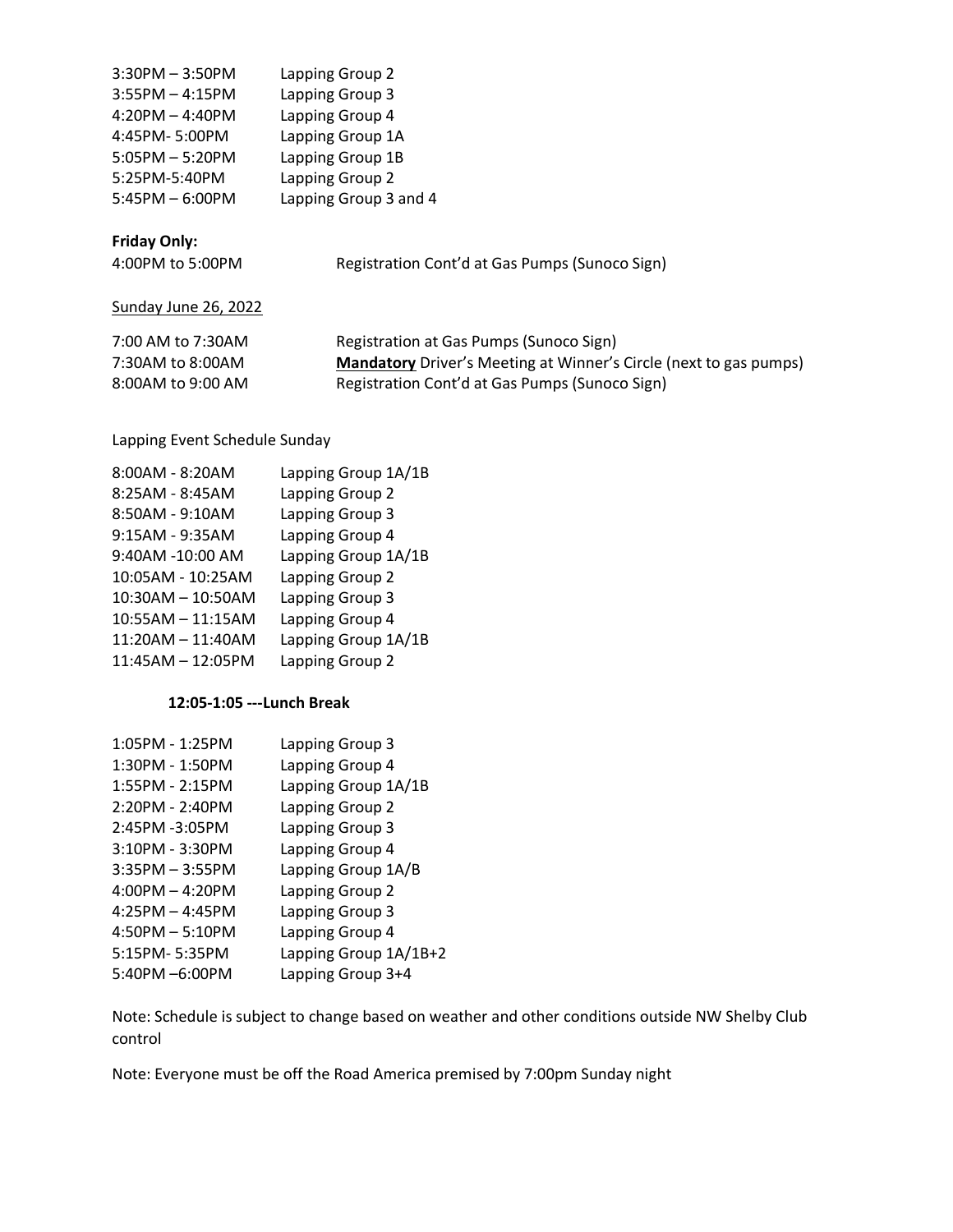| | |
|---|---|
| 3:30PM – 3:50PM | Lapping Group 2 |
| 3:55PM – 4:15PM | Lapping Group 3 |
| 4:20PM – 4:40PM | Lapping Group 4 |
| 4:45PM- 5:00PM | Lapping Group 1A |
| 5:05PM – 5:20PM | Lapping Group 1B |
| 5:25PM-5:40PM | Lapping Group 2 |
| 5:45PM – 6:00PM | Lapping Group 3 and 4 |

**Friday Only:**

| | |
|---|---|
| 4:00PM to 5:00PM | Registration Cont'd at Gas Pumps (Sunoco Sign) |

Sunday June 26, 2022

| | |
|---|---|
| 7:00 AM to 7:30AM | Registration at Gas Pumps (Sunoco Sign) |
| 7:30AM to 8:00AM | **Mandatory** Driver's Meeting at Winner's Circle (next to gas pumps) |
| 8:00AM to 9:00 AM | Registration Cont'd at Gas Pumps (Sunoco Sign) |

Lapping Event Schedule Sunday

| | |
|---|---|
| 8:00AM - 8:20AM | Lapping Group 1A/1B |
| 8:25AM - 8:45AM | Lapping Group 2 |
| 8:50AM - 9:10AM | Lapping Group 3 |
| 9:15AM - 9:35AM | Lapping Group 4 |
| 9:40AM -10:00 AM | Lapping Group 1A/1B |
| 10:05AM - 10:25AM | Lapping Group 2 |
| 10:30AM – 10:50AM | Lapping Group 3 |
| 10:55AM – 11:15AM | Lapping Group 4 |
| 11:20AM – 11:40AM | Lapping Group 1A/1B |
| 11:45AM – 12:05PM | Lapping Group 2 |

**12:05-1:05 ---Lunch Break**

| | |
|---|---|
| 1:05PM - 1:25PM | Lapping Group 3 |
| 1:30PM - 1:50PM | Lapping Group 4 |
| 1:55PM - 2:15PM | Lapping Group 1A/1B |
| 2:20PM - 2:40PM | Lapping Group 2 |
| 2:45PM -3:05PM | Lapping Group 3 |
| 3:10PM - 3:30PM | Lapping Group 4 |
| 3:35PM – 3:55PM | Lapping Group 1A/B |
| 4:00PM – 4:20PM | Lapping Group 2 |
| 4:25PM – 4:45PM | Lapping Group 3 |
| 4:50PM – 5:10PM | Lapping Group 4 |
| 5:15PM- 5:35PM | Lapping Group 1A/1B+2 |
| 5:40PM –6:00PM | Lapping Group 3+4 |

Note: Schedule is subject to change based on weather and other conditions outside NW Shelby Club control

Note: Everyone must be off the Road America premised by 7:00pm Sunday night